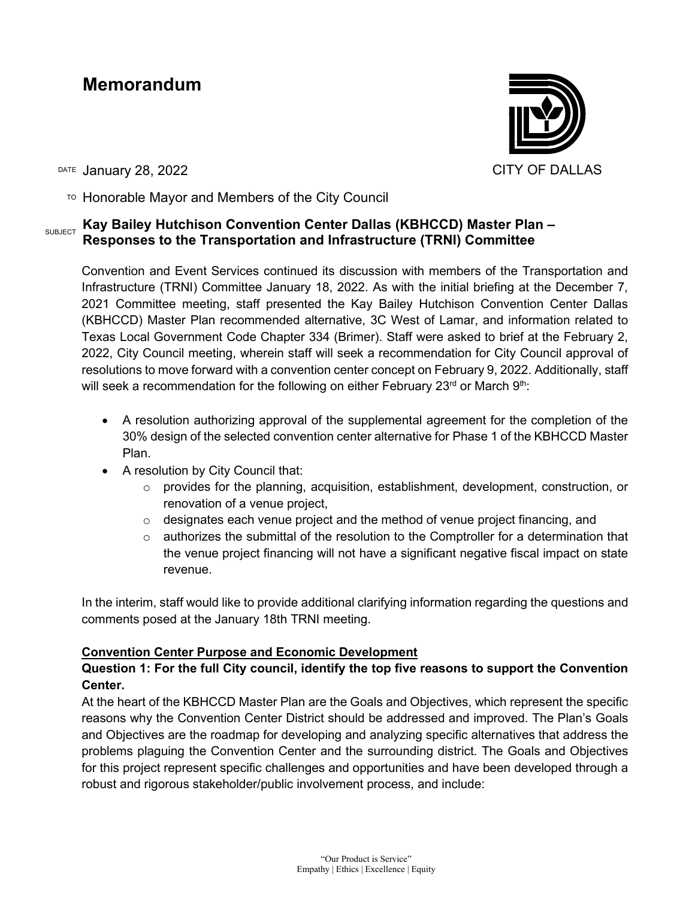# Memorandum

CITY OF DALLAS

DATE January 28, 2022

TO Honorable Mayor and Members of the City Council

SUBJECT **Kay Bailey Hutchison Convention Center Dallas (KBHCCD) Master Plan – Responses to the Transportation and Infrastructure (TRNI) Committee**

Convention and Event Services continued its discussion with members of the Transportation and Infrastructure (TRNI) Committee January 18, 2022. As with the initial briefing at the December 7, 2021 Committee meeting, staff presented the Kay Bailey Hutchison Convention Center Dallas (KBHCCD) Master Plan recommended alternative, 3C West of Lamar, and information related to Texas Local Government Code Chapter 334 (Brimer). Staff were asked to brief at the February 2, 2022, City Council meeting, wherein staff will seek a recommendation for City Council approval of resolutions to move forward with a convention center concept on February 9, 2022. Additionally, staff will seek a recommendation for the following on either February 23rd or March 9th:

- A resolution authorizing approval of the supplemental agreement for the completion of the 30% design of the selected convention center alternative for Phase 1 of the KBHCCD Master Plan.
- A resolution by City Council that:
  - provides for the planning, acquisition, establishment, development, construction, or renovation of a venue project,
  - designates each venue project and the method of venue project financing, and
  - authorizes the submittal of the resolution to the Comptroller for a determination that the venue project financing will not have a significant negative fiscal impact on state revenue.

In the interim, staff would like to provide additional clarifying information regarding the questions and comments posed at the January 18th TRNI meeting.

**Convention Center Purpose and Economic Development**

**Question 1: For the full City council, identify the top five reasons to support the Convention Center.**

At the heart of the KBHCCD Master Plan are the Goals and Objectives, which represent the specific reasons why the Convention Center District should be addressed and improved. The Plan's Goals and Objectives are the roadmap for developing and analyzing specific alternatives that address the problems plaguing the Convention Center and the surrounding district. The Goals and Objectives for this project represent specific challenges and opportunities and have been developed through a robust and rigorous stakeholder/public involvement process, and include: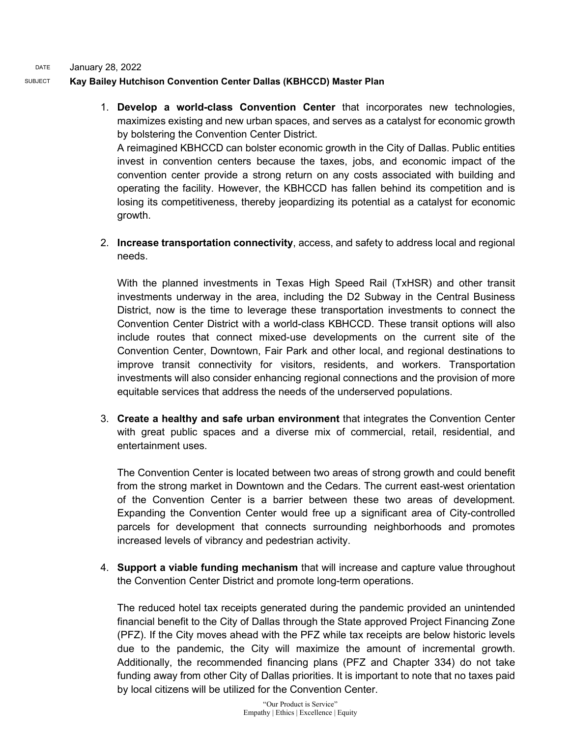DATE January 28, 2022

SUBJECT **Kay Bailey Hutchison Convention Center Dallas (KBHCCD) Master Plan**

1. **Develop a world-class Convention Center** that incorporates new technologies, maximizes existing and new urban spaces, and serves as a catalyst for economic growth by bolstering the Convention Center District.
   A reimagined KBHCCD can bolster economic growth in the City of Dallas. Public entities invest in convention centers because the taxes, jobs, and economic impact of the convention center provide a strong return on any costs associated with building and operating the facility. However, the KBHCCD has fallen behind its competition and is losing its competitiveness, thereby jeopardizing its potential as a catalyst for economic growth.

2. **Increase transportation connectivity**, access, and safety to address local and regional needs.

   With the planned investments in Texas High Speed Rail (TxHSR) and other transit investments underway in the area, including the D2 Subway in the Central Business District, now is the time to leverage these transportation investments to connect the Convention Center District with a world-class KBHCCD. These transit options will also include routes that connect mixed-use developments on the current site of the Convention Center, Downtown, Fair Park and other local, and regional destinations to improve transit connectivity for visitors, residents, and workers. Transportation investments will also consider enhancing regional connections and the provision of more equitable services that address the needs of the underserved populations.

3. **Create a healthy and safe urban environment** that integrates the Convention Center with great public spaces and a diverse mix of commercial, retail, residential, and entertainment uses.

   The Convention Center is located between two areas of strong growth and could benefit from the strong market in Downtown and the Cedars. The current east-west orientation of the Convention Center is a barrier between these two areas of development. Expanding the Convention Center would free up a significant area of City-controlled parcels for development that connects surrounding neighborhoods and promotes increased levels of vibrancy and pedestrian activity.

4. **Support a viable funding mechanism** that will increase and capture value throughout the Convention Center District and promote long-term operations.

   The reduced hotel tax receipts generated during the pandemic provided an unintended financial benefit to the City of Dallas through the State approved Project Financing Zone (PFZ). If the City moves ahead with the PFZ while tax receipts are below historic levels due to the pandemic, the City will maximize the amount of incremental growth. Additionally, the recommended financing plans (PFZ and Chapter 334) do not take funding away from other City of Dallas priorities. It is important to note that no taxes paid by local citizens will be utilized for the Convention Center.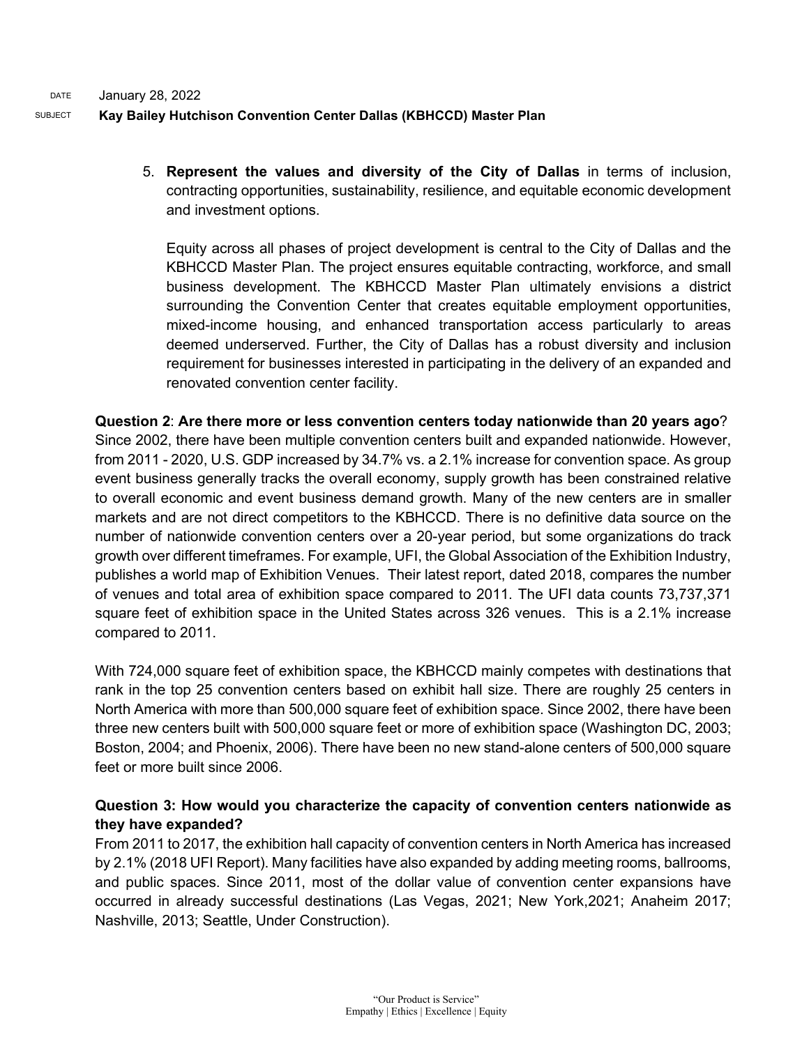5. **Represent the values and diversity of the City of Dallas** in terms of inclusion, contracting opportunities, sustainability, resilience, and equitable economic development and investment options.

   Equity across all phases of project development is central to the City of Dallas and the KBHCCD Master Plan. The project ensures equitable contracting, workforce, and small business development. The KBHCCD Master Plan ultimately envisions a district surrounding the Convention Center that creates equitable employment opportunities, mixed-income housing, and enhanced transportation access particularly to areas deemed underserved. Further, the City of Dallas has a robust diversity and inclusion requirement for businesses interested in participating in the delivery of an expanded and renovated convention center facility.

**Question 2**: **Are there more or less convention centers today nationwide than 20 years ago**?
Since 2002, there have been multiple convention centers built and expanded nationwide. However, from 2011 - 2020, U.S. GDP increased by 34.7% vs. a 2.1% increase for convention space. As group event business generally tracks the overall economy, supply growth has been constrained relative to overall economic and event business demand growth. Many of the new centers are in smaller markets and are not direct competitors to the KBHCCD. There is no definitive data source on the number of nationwide convention centers over a 20-year period, but some organizations do track growth over different timeframes. For example, UFI, the Global Association of the Exhibition Industry, publishes a world map of Exhibition Venues. Their latest report, dated 2018, compares the number of venues and total area of exhibition space compared to 2011. The UFI data counts 73,737,371 square feet of exhibition space in the United States across 326 venues. This is a 2.1% increase compared to 2011.

With 724,000 square feet of exhibition space, the KBHCCD mainly competes with destinations that rank in the top 25 convention centers based on exhibit hall size. There are roughly 25 centers in North America with more than 500,000 square feet of exhibition space. Since 2002, there have been three new centers built with 500,000 square feet or more of exhibition space (Washington DC, 2003; Boston, 2004; and Phoenix, 2006). There have been no new stand-alone centers of 500,000 square feet or more built since 2006.

**Question 3: How would you characterize the capacity of convention centers nationwide as they have expanded?**
From 2011 to 2017, the exhibition hall capacity of convention centers in North America has increased by 2.1% (2018 UFI Report). Many facilities have also expanded by adding meeting rooms, ballrooms, and public spaces. Since 2011, most of the dollar value of convention center expansions have occurred in already successful destinations (Las Vegas, 2021; New York,2021; Anaheim 2017; Nashville, 2013; Seattle, Under Construction).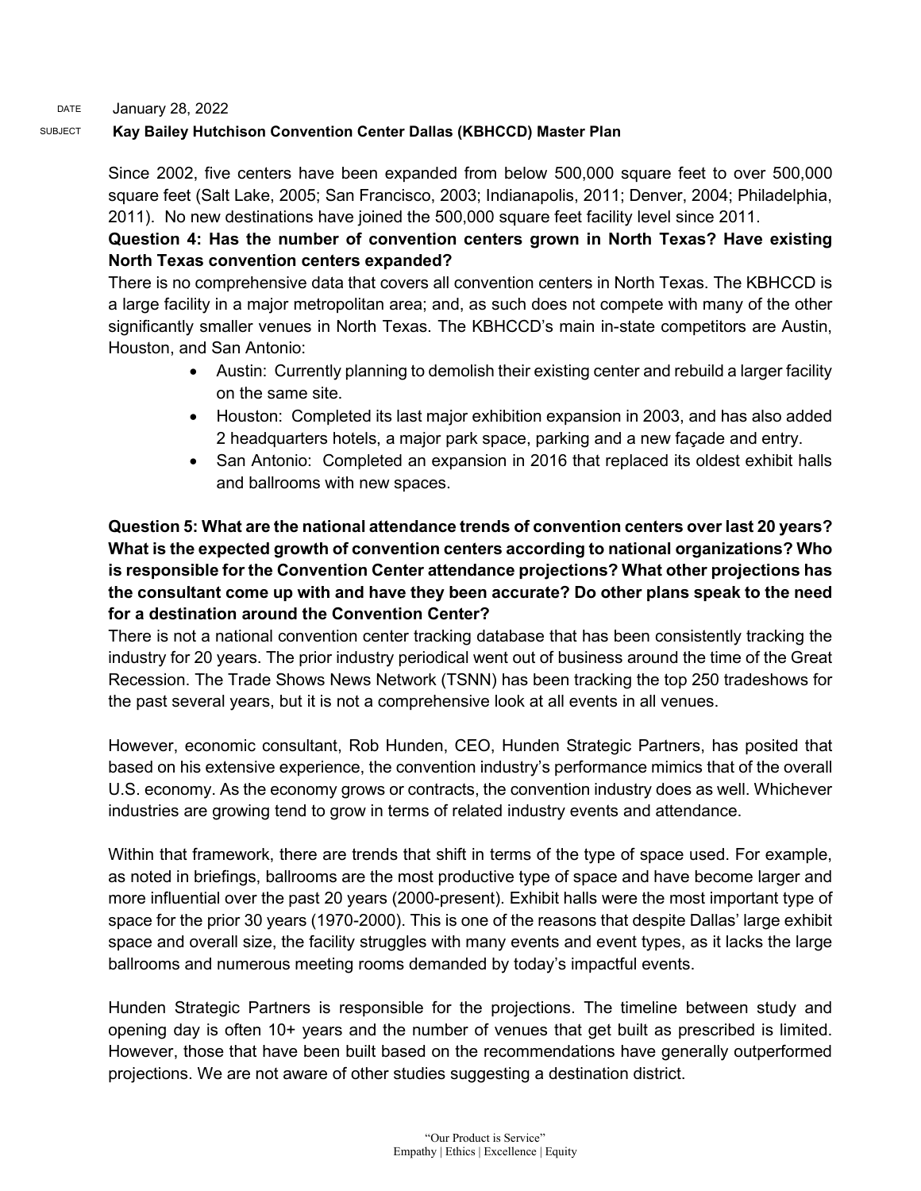DATE January 28, 2022

SUBJECT **Kay Bailey Hutchison Convention Center Dallas (KBHCCD) Master Plan**

Since 2002, five centers have been expanded from below 500,000 square feet to over 500,000 square feet (Salt Lake, 2005; San Francisco, 2003; Indianapolis, 2011; Denver, 2004; Philadelphia, 2011). No new destinations have joined the 500,000 square feet facility level since 2011.

**Question 4: Has the number of convention centers grown in North Texas? Have existing North Texas convention centers expanded?**

There is no comprehensive data that covers all convention centers in North Texas. The KBHCCD is a large facility in a major metropolitan area; and, as such does not compete with many of the other significantly smaller venues in North Texas. The KBHCCD's main in-state competitors are Austin, Houston, and San Antonio:

- Austin: Currently planning to demolish their existing center and rebuild a larger facility on the same site.
- Houston: Completed its last major exhibition expansion in 2003, and has also added 2 headquarters hotels, a major park space, parking and a new façade and entry.
- San Antonio: Completed an expansion in 2016 that replaced its oldest exhibit halls and ballrooms with new spaces.

**Question 5: What are the national attendance trends of convention centers over last 20 years? What is the expected growth of convention centers according to national organizations? Who is responsible for the Convention Center attendance projections? What other projections has the consultant come up with and have they been accurate? Do other plans speak to the need for a destination around the Convention Center?**

There is not a national convention center tracking database that has been consistently tracking the industry for 20 years. The prior industry periodical went out of business around the time of the Great Recession. The Trade Shows News Network (TSNN) has been tracking the top 250 tradeshows for the past several years, but it is not a comprehensive look at all events in all venues.

However, economic consultant, Rob Hunden, CEO, Hunden Strategic Partners, has posited that based on his extensive experience, the convention industry's performance mimics that of the overall U.S. economy. As the economy grows or contracts, the convention industry does as well. Whichever industries are growing tend to grow in terms of related industry events and attendance.

Within that framework, there are trends that shift in terms of the type of space used. For example, as noted in briefings, ballrooms are the most productive type of space and have become larger and more influential over the past 20 years (2000-present). Exhibit halls were the most important type of space for the prior 30 years (1970-2000). This is one of the reasons that despite Dallas' large exhibit space and overall size, the facility struggles with many events and event types, as it lacks the large ballrooms and numerous meeting rooms demanded by today's impactful events.

Hunden Strategic Partners is responsible for the projections. The timeline between study and opening day is often 10+ years and the number of venues that get built as prescribed is limited. However, those that have been built based on the recommendations have generally outperformed projections. We are not aware of other studies suggesting a destination district.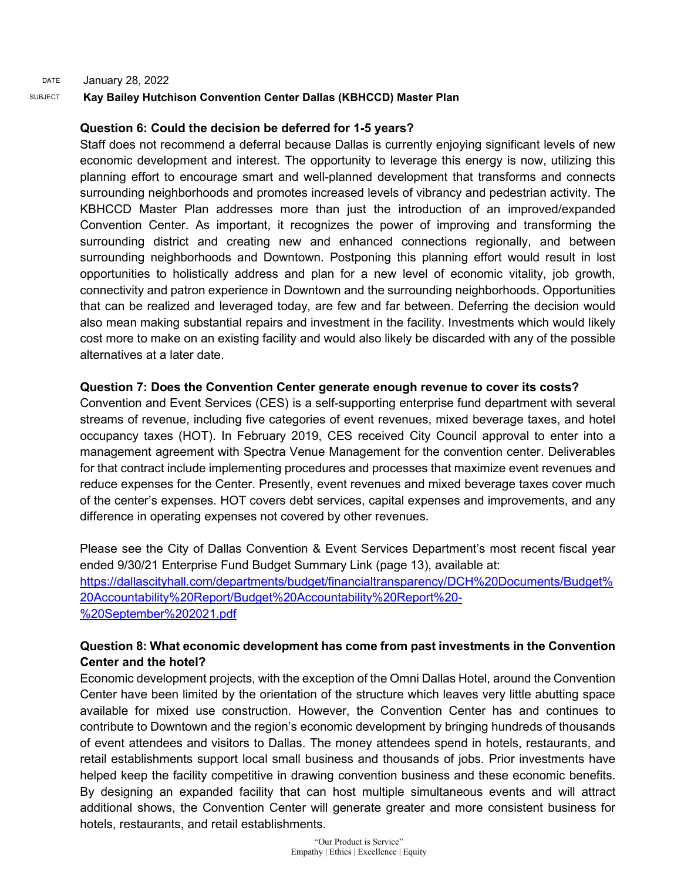DATE January 28, 2022

SUBJECT **Kay Bailey Hutchison Convention Center Dallas (KBHCCD) Master Plan**

**Question 6: Could the decision be deferred for 1-5 years?**

Staff does not recommend a deferral because Dallas is currently enjoying significant levels of new economic development and interest. The opportunity to leverage this energy is now, utilizing this planning effort to encourage smart and well-planned development that transforms and connects surrounding neighborhoods and promotes increased levels of vibrancy and pedestrian activity. The KBHCCD Master Plan addresses more than just the introduction of an improved/expanded Convention Center. As important, it recognizes the power of improving and transforming the surrounding district and creating new and enhanced connections regionally, and between surrounding neighborhoods and Downtown. Postponing this planning effort would result in lost opportunities to holistically address and plan for a new level of economic vitality, job growth, connectivity and patron experience in Downtown and the surrounding neighborhoods. Opportunities that can be realized and leveraged today, are few and far between. Deferring the decision would also mean making substantial repairs and investment in the facility. Investments which would likely cost more to make on an existing facility and would also likely be discarded with any of the possible alternatives at a later date.

**Question 7: Does the Convention Center generate enough revenue to cover its costs?**

Convention and Event Services (CES) is a self-supporting enterprise fund department with several streams of revenue, including five categories of event revenues, mixed beverage taxes, and hotel occupancy taxes (HOT). In February 2019, CES received City Council approval to enter into a management agreement with Spectra Venue Management for the convention center. Deliverables for that contract include implementing procedures and processes that maximize event revenues and reduce expenses for the Center. Presently, event revenues and mixed beverage taxes cover much of the center's expenses. HOT covers debt services, capital expenses and improvements, and any difference in operating expenses not covered by other revenues.

Please see the City of Dallas Convention & Event Services Department's most recent fiscal year ended 9/30/21 Enterprise Fund Budget Summary Link (page 13), available at: [https://dallascityhall.com/departments/budget/financialtransparency/DCH%20Documents/Budget%20Accountability%20Report/Budget%20Accountability%20Report%20-%20September%202021.pdf](https://dallascityhall.com/departments/budget/financialtransparency/DCH%20Documents/Budget%20Accountability%20Report/Budget%20Accountability%20Report%20-%20September%202021.pdf)

**Question 8: What economic development has come from past investments in the Convention Center and the hotel?**

Economic development projects, with the exception of the Omni Dallas Hotel, around the Convention Center have been limited by the orientation of the structure which leaves very little abutting space available for mixed use construction. However, the Convention Center has and continues to contribute to Downtown and the region's economic development by bringing hundreds of thousands of event attendees and visitors to Dallas. The money attendees spend in hotels, restaurants, and retail establishments support local small business and thousands of jobs. Prior investments have helped keep the facility competitive in drawing convention business and these economic benefits. By designing an expanded facility that can host multiple simultaneous events and will attract additional shows, the Convention Center will generate greater and more consistent business for hotels, restaurants, and retail establishments.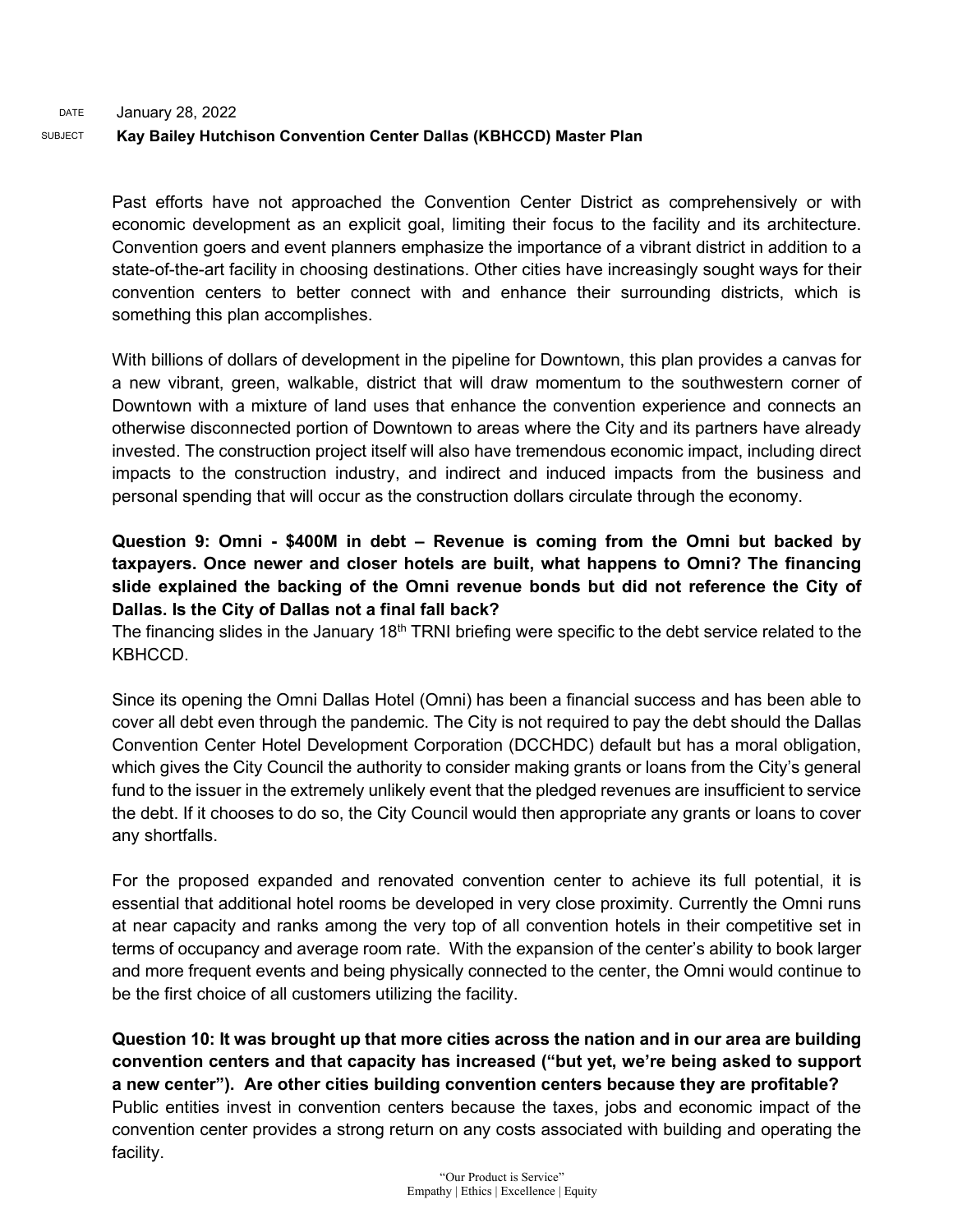DATE January 28, 2022

SUBJECT **Kay Bailey Hutchison Convention Center Dallas (KBHCCD) Master Plan**

Past efforts have not approached the Convention Center District as comprehensively or with economic development as an explicit goal, limiting their focus to the facility and its architecture. Convention goers and event planners emphasize the importance of a vibrant district in addition to a state-of-the-art facility in choosing destinations. Other cities have increasingly sought ways for their convention centers to better connect with and enhance their surrounding districts, which is something this plan accomplishes.

With billions of dollars of development in the pipeline for Downtown, this plan provides a canvas for a new vibrant, green, walkable, district that will draw momentum to the southwestern corner of Downtown with a mixture of land uses that enhance the convention experience and connects an otherwise disconnected portion of Downtown to areas where the City and its partners have already invested. The construction project itself will also have tremendous economic impact, including direct impacts to the construction industry, and indirect and induced impacts from the business and personal spending that will occur as the construction dollars circulate through the economy.

**Question 9: Omni - $400M in debt – Revenue is coming from the Omni but backed by taxpayers. Once newer and closer hotels are built, what happens to Omni? The financing slide explained the backing of the Omni revenue bonds but did not reference the City of Dallas. Is the City of Dallas not a final fall back?**

The financing slides in the January 18th TRNI briefing were specific to the debt service related to the KBHCCD.

Since its opening the Omni Dallas Hotel (Omni) has been a financial success and has been able to cover all debt even through the pandemic. The City is not required to pay the debt should the Dallas Convention Center Hotel Development Corporation (DCCHDC) default but has a moral obligation, which gives the City Council the authority to consider making grants or loans from the City's general fund to the issuer in the extremely unlikely event that the pledged revenues are insufficient to service the debt. If it chooses to do so, the City Council would then appropriate any grants or loans to cover any shortfalls.

For the proposed expanded and renovated convention center to achieve its full potential, it is essential that additional hotel rooms be developed in very close proximity. Currently the Omni runs at near capacity and ranks among the very top of all convention hotels in their competitive set in terms of occupancy and average room rate. With the expansion of the center's ability to book larger and more frequent events and being physically connected to the center, the Omni would continue to be the first choice of all customers utilizing the facility.

**Question 10: It was brought up that more cities across the nation and in our area are building convention centers and that capacity has increased ("but yet, we're being asked to support a new center"). Are other cities building convention centers because they are profitable?**

Public entities invest in convention centers because the taxes, jobs and economic impact of the convention center provides a strong return on any costs associated with building and operating the facility.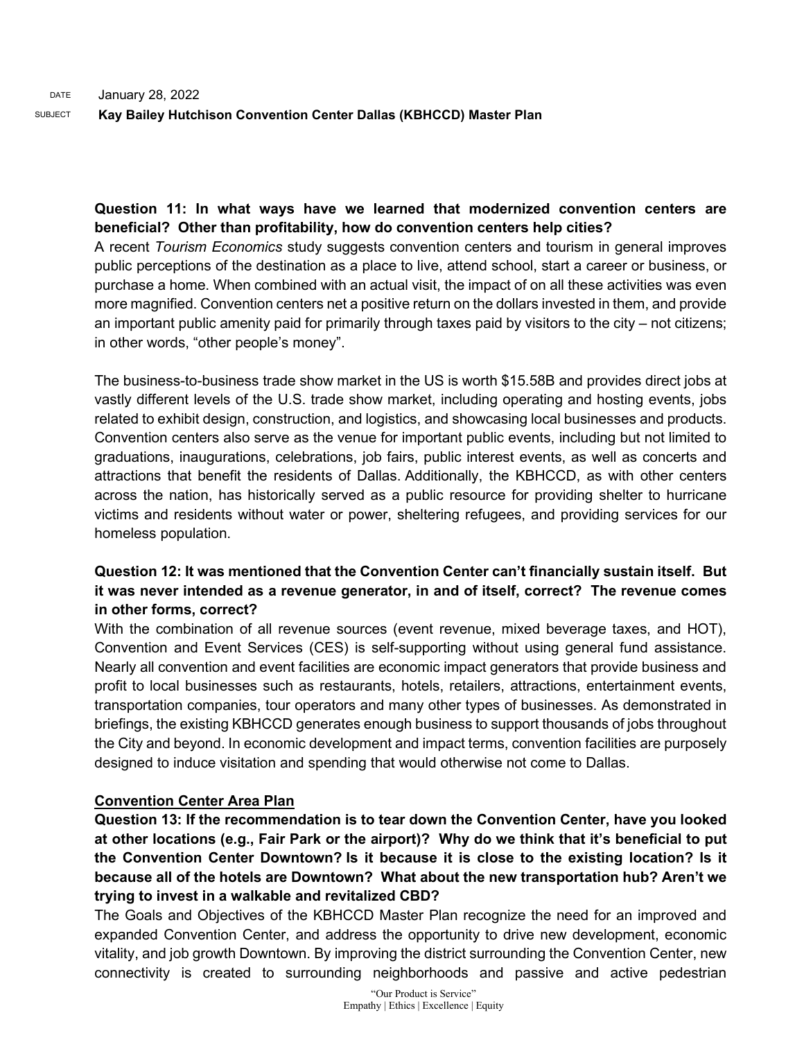DATE January 28, 2022

SUBJECT **Kay Bailey Hutchison Convention Center Dallas (KBHCCD) Master Plan**

**Question 11: In what ways have we learned that modernized convention centers are beneficial? Other than profitability, how do convention centers help cities?**

A recent *Tourism Economics* study suggests convention centers and tourism in general improves public perceptions of the destination as a place to live, attend school, start a career or business, or purchase a home. When combined with an actual visit, the impact of on all these activities was even more magnified. Convention centers net a positive return on the dollars invested in them, and provide an important public amenity paid for primarily through taxes paid by visitors to the city – not citizens; in other words, "other people's money".

The business-to-business trade show market in the US is worth $15.58B and provides direct jobs at vastly different levels of the U.S. trade show market, including operating and hosting events, jobs related to exhibit design, construction, and logistics, and showcasing local businesses and products. Convention centers also serve as the venue for important public events, including but not limited to graduations, inaugurations, celebrations, job fairs, public interest events, as well as concerts and attractions that benefit the residents of Dallas. Additionally, the KBHCCD, as with other centers across the nation, has historically served as a public resource for providing shelter to hurricane victims and residents without water or power, sheltering refugees, and providing services for our homeless population.

**Question 12: It was mentioned that the Convention Center can't financially sustain itself. But it was never intended as a revenue generator, in and of itself, correct? The revenue comes in other forms, correct?**

With the combination of all revenue sources (event revenue, mixed beverage taxes, and HOT), Convention and Event Services (CES) is self-supporting without using general fund assistance. Nearly all convention and event facilities are economic impact generators that provide business and profit to local businesses such as restaurants, hotels, retailers, attractions, entertainment events, transportation companies, tour operators and many other types of businesses. As demonstrated in briefings, the existing KBHCCD generates enough business to support thousands of jobs throughout the City and beyond. In economic development and impact terms, convention facilities are purposely designed to induce visitation and spending that would otherwise not come to Dallas.

**Convention Center Area Plan**

**Question 13: If the recommendation is to tear down the Convention Center, have you looked at other locations (e.g., Fair Park or the airport)? Why do we think that it's beneficial to put the Convention Center Downtown? Is it because it is close to the existing location? Is it because all of the hotels are Downtown? What about the new transportation hub? Aren't we trying to invest in a walkable and revitalized CBD?**

The Goals and Objectives of the KBHCCD Master Plan recognize the need for an improved and expanded Convention Center, and address the opportunity to drive new development, economic vitality, and job growth Downtown. By improving the district surrounding the Convention Center, new connectivity is created to surrounding neighborhoods and passive and active pedestrian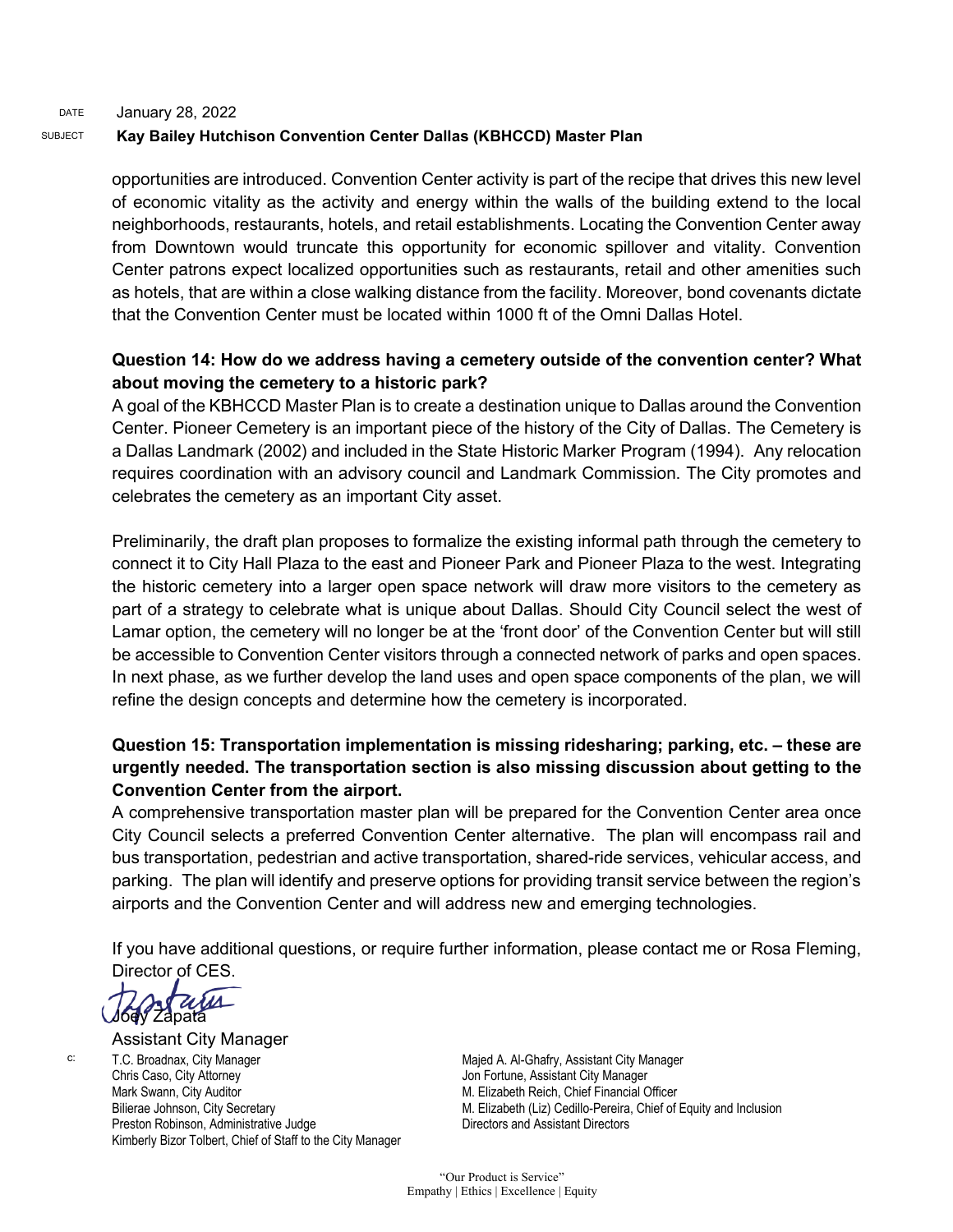opportunities are introduced. Convention Center activity is part of the recipe that drives this new level of economic vitality as the activity and energy within the walls of the building extend to the local neighborhoods, restaurants, hotels, and retail establishments. Locating the Convention Center away from Downtown would truncate this opportunity for economic spillover and vitality. Convention Center patrons expect localized opportunities such as restaurants, retail and other amenities such as hotels, that are within a close walking distance from the facility. Moreover, bond covenants dictate that the Convention Center must be located within 1000 ft of the Omni Dallas Hotel.

**Question 14: How do we address having a cemetery outside of the convention center? What about moving the cemetery to a historic park?**

A goal of the KBHCCD Master Plan is to create a destination unique to Dallas around the Convention Center. Pioneer Cemetery is an important piece of the history of the City of Dallas. The Cemetery is a Dallas Landmark (2002) and included in the State Historic Marker Program (1994). Any relocation requires coordination with an advisory council and Landmark Commission. The City promotes and celebrates the cemetery as an important City asset.

Preliminarily, the draft plan proposes to formalize the existing informal path through the cemetery to connect it to City Hall Plaza to the east and Pioneer Park and Pioneer Plaza to the west. Integrating the historic cemetery into a larger open space network will draw more visitors to the cemetery as part of a strategy to celebrate what is unique about Dallas. Should City Council select the west of Lamar option, the cemetery will no longer be at the 'front door' of the Convention Center but will still be accessible to Convention Center visitors through a connected network of parks and open spaces. In next phase, as we further develop the land uses and open space components of the plan, we will refine the design concepts and determine how the cemetery is incorporated.

**Question 15: Transportation implementation is missing ridesharing; parking, etc. – these are urgently needed. The transportation section is also missing discussion about getting to the Convention Center from the airport.**

A comprehensive transportation master plan will be prepared for the Convention Center area once City Council selects a preferred Convention Center alternative. The plan will encompass rail and bus transportation, pedestrian and active transportation, shared-ride services, vehicular access, and parking. The plan will identify and preserve options for providing transit service between the region's airports and the Convention Center and will address new and emerging technologies.

If you have additional questions, or require further information, please contact me or Rosa Fleming, Director of CES.

Joey Zapata
Assistant City Manager

c:
T.C. Broadnax, City Manager
Chris Caso, City Attorney
Mark Swann, City Auditor
Bilierae Johnson, City Secretary
Preston Robinson, Administrative Judge
Kimberly Bizor Tolbert, Chief of Staff to the City Manager
Majed A. Al-Ghafry, Assistant City Manager
Jon Fortune, Assistant City Manager
M. Elizabeth Reich, Chief Financial Officer
M. Elizabeth (Liz) Cedillo-Pereira, Chief of Equity and Inclusion
Directors and Assistant Directors